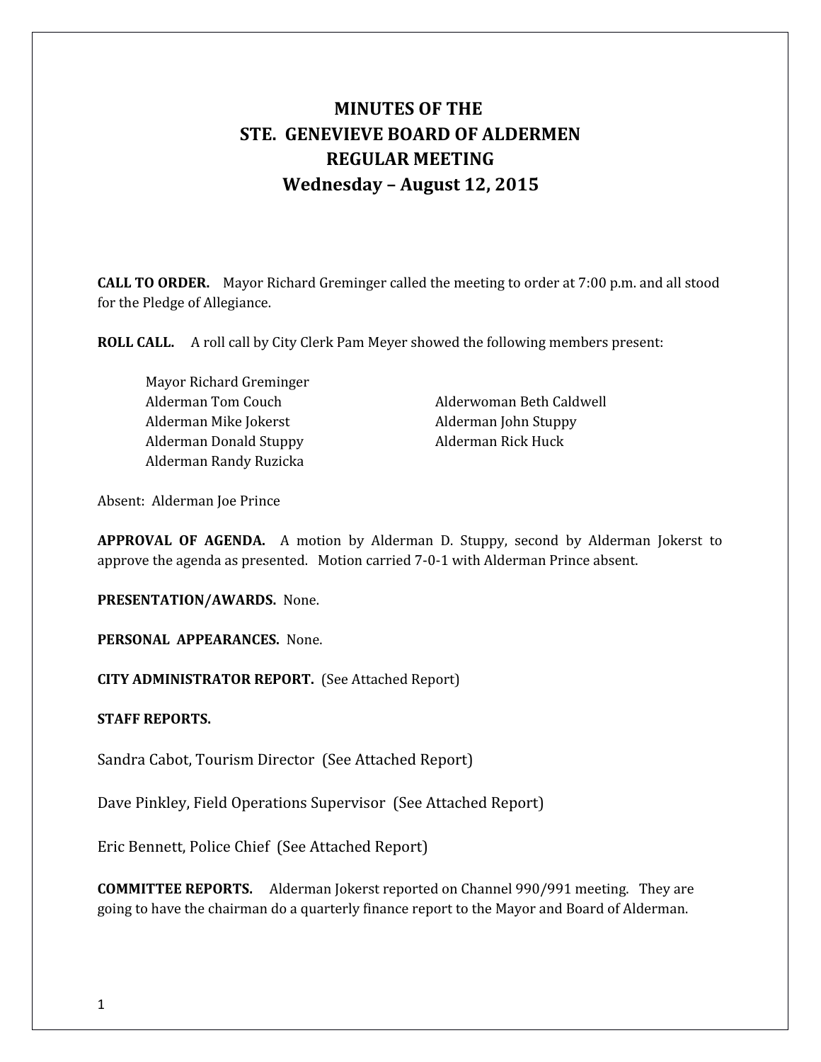# MINUTES OF THE
# STE. GENEVIEVE BOARD OF ALDERMEN
# REGULAR MEETING
# Wednesday – August 12, 2015

**CALL TO ORDER.** Mayor Richard Greminger called the meeting to order at 7:00 p.m. and all stood for the Pledge of Allegiance.

**ROLL CALL.** A roll call by City Clerk Pam Meyer showed the following members present:

Mayor Richard Greminger
Alderman Tom Couch
Alderman Mike Jokerst
Alderman Donald Stuppy
Alderman Randy Ruzicka
Alderwoman Beth Caldwell
Alderman John Stuppy
Alderman Rick Huck

Absent: Alderman Joe Prince

**APPROVAL OF AGENDA.** A motion by Alderman D. Stuppy, second by Alderman Jokerst to approve the agenda as presented. Motion carried 7-0-1 with Alderman Prince absent.

**PRESENTATION/AWARDS.** None.

**PERSONAL APPEARANCES.** None.

**CITY ADMINISTRATOR REPORT.** (See Attached Report)

**STAFF REPORTS.**

Sandra Cabot, Tourism Director (See Attached Report)

Dave Pinkley, Field Operations Supervisor (See Attached Report)

Eric Bennett, Police Chief (See Attached Report)

**COMMITTEE REPORTS.** Alderman Jokerst reported on Channel 990/991 meeting. They are going to have the chairman do a quarterly finance report to the Mayor and Board of Alderman.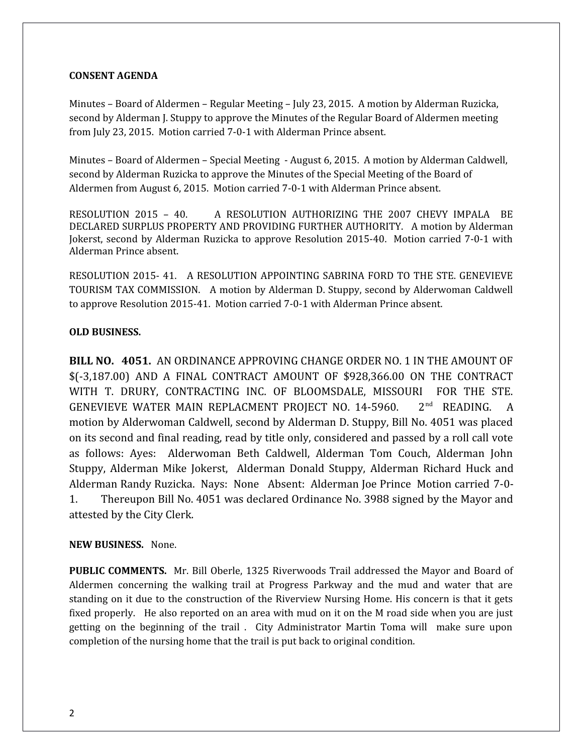**CONSENT AGENDA**

Minutes – Board of Aldermen – Regular Meeting – July 23, 2015. A motion by Alderman Ruzicka, second by Alderman J. Stuppy to approve the Minutes of the Regular Board of Aldermen meeting from July 23, 2015. Motion carried 7-0-1 with Alderman Prince absent.

Minutes – Board of Aldermen – Special Meeting - August 6, 2015. A motion by Alderman Caldwell, second by Alderman Ruzicka to approve the Minutes of the Special Meeting of the Board of Aldermen from August 6, 2015. Motion carried 7-0-1 with Alderman Prince absent.

RESOLUTION 2015 – 40. A RESOLUTION AUTHORIZING THE 2007 CHEVY IMPALA BE DECLARED SURPLUS PROPERTY AND PROVIDING FURTHER AUTHORITY. A motion by Alderman Jokerst, second by Alderman Ruzicka to approve Resolution 2015-40. Motion carried 7-0-1 with Alderman Prince absent.

RESOLUTION 2015- 41. A RESOLUTION APPOINTING SABRINA FORD TO THE STE. GENEVIEVE TOURISM TAX COMMISSION. A motion by Alderman D. Stuppy, second by Alderwoman Caldwell to approve Resolution 2015-41. Motion carried 7-0-1 with Alderman Prince absent.

**OLD BUSINESS.**

**BILL NO. 4051.** AN ORDINANCE APPROVING CHANGE ORDER NO. 1 IN THE AMOUNT OF $(-3,187.00) AND A FINAL CONTRACT AMOUNT OF $928,366.00 ON THE CONTRACT WITH T. DRURY, CONTRACTING INC. OF BLOOMSDALE, MISSOURI FOR THE STE. GENEVIEVE WATER MAIN REPLACMENT PROJECT NO. 14-5960. 2nd READING. A motion by Alderwoman Caldwell, second by Alderman D. Stuppy, Bill No. 4051 was placed on its second and final reading, read by title only, considered and passed by a roll call vote as follows: Ayes: Alderwoman Beth Caldwell, Alderman Tom Couch, Alderman John Stuppy, Alderman Mike Jokerst, Alderman Donald Stuppy, Alderman Richard Huck and Alderman Randy Ruzicka. Nays: None Absent: Alderman Joe Prince Motion carried 7-0-1. Thereupon Bill No. 4051 was declared Ordinance No. 3988 signed by the Mayor and attested by the City Clerk.

**NEW BUSINESS.** None.

**PUBLIC COMMENTS.** Mr. Bill Oberle, 1325 Riverwoods Trail addressed the Mayor and Board of Aldermen concerning the walking trail at Progress Parkway and the mud and water that are standing on it due to the construction of the Riverview Nursing Home. His concern is that it gets fixed properly. He also reported on an area with mud on it on the M road side when you are just getting on the beginning of the trail . City Administrator Martin Toma will make sure upon completion of the nursing home that the trail is put back to original condition.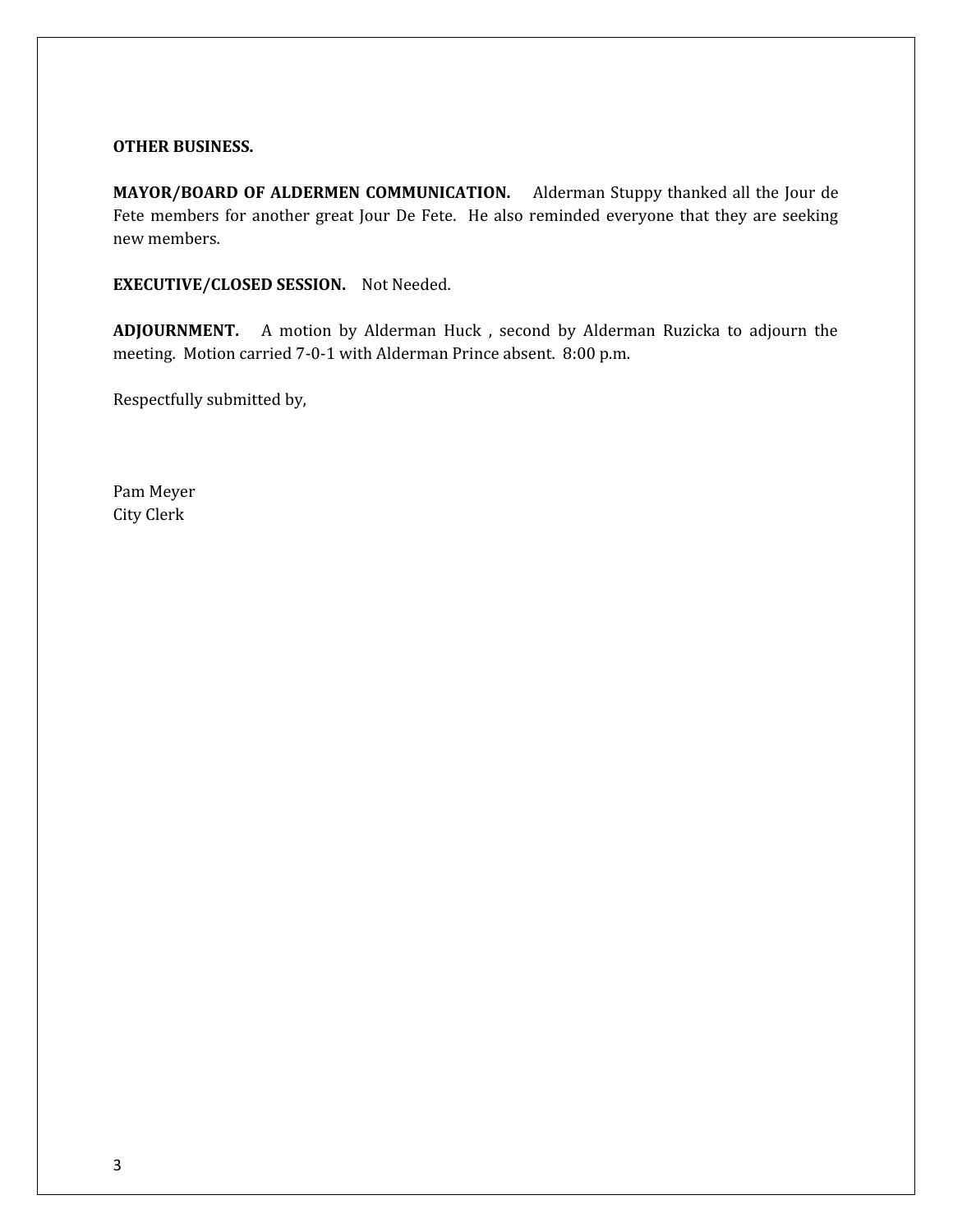**OTHER BUSINESS.**

**MAYOR/BOARD OF ALDERMEN COMMUNICATION.** Alderman Stuppy thanked all the Jour de Fete members for another great Jour De Fete. He also reminded everyone that they are seeking new members.

**EXECUTIVE/CLOSED SESSION.** Not Needed.

**ADJOURNMENT.** A motion by Alderman Huck , second by Alderman Ruzicka to adjourn the meeting. Motion carried 7-0-1 with Alderman Prince absent. 8:00 p.m.

Respectfully submitted by,

Pam Meyer
City Clerk